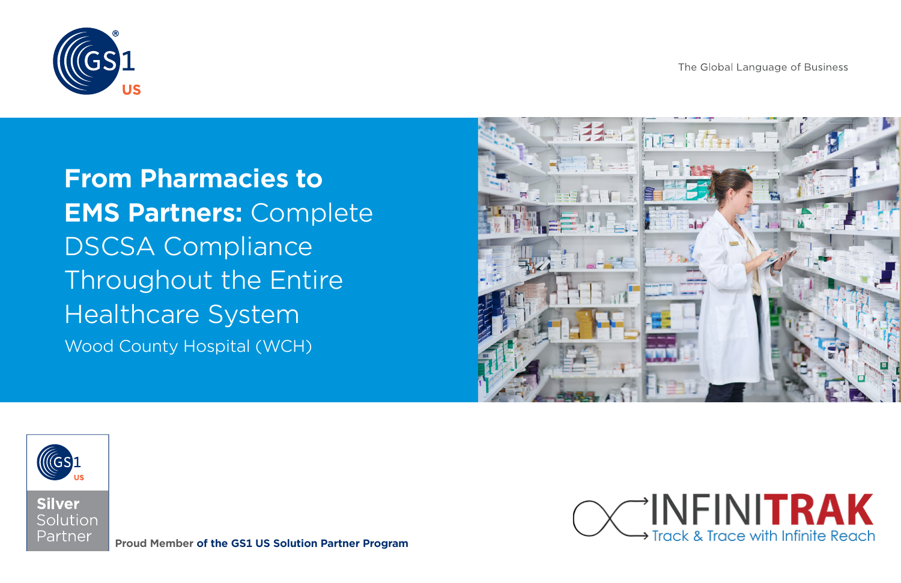The Global Language of Business

# **From Pharmacies to EMS Partners:** Complete DSCSA Compliance Throughout the Entire Healthcare System

Wood County Hospital (WCH)

Silver Solution Partner

**Proud Member of the GS1 US Solution Partner Program**

INFINITRAK

Track & Trace with Infinite Reach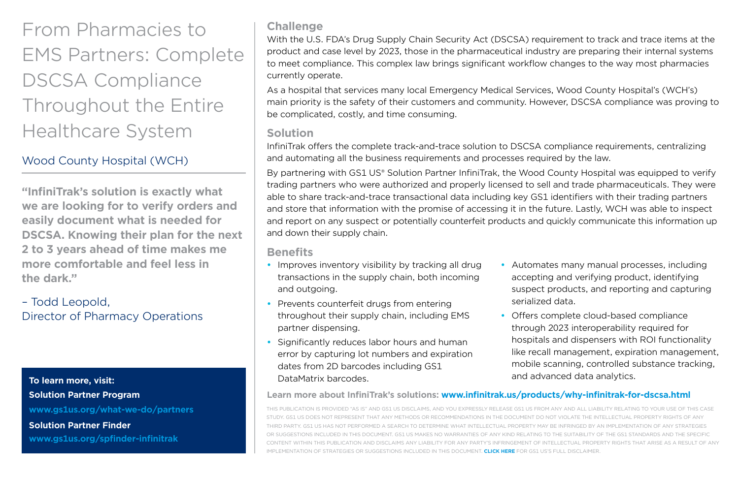# From Pharmacies to EMS Partners: Complete DSCSA Compliance Throughout the Entire Healthcare System

## Wood County Hospital (WCH)

**"InfiniTrak's solution is exactly what we are looking for to verify orders and easily document what is needed for DSCSA. Knowing their plan for the next 2 to 3 years ahead of time makes me more comfortable and feel less in the dark."**

– Todd Leopold,
Director of Pharmacy Operations

**To learn more, visit:**

**Solution Partner Program**

**www.gs1us.org/what-we-do/partners**

**Solution Partner Finder**

**www.gs1us.org/spfinder-infinitrak**

## Challenge

With the U.S. FDA's Drug Supply Chain Security Act (DSCSA) requirement to track and trace items at the product and case level by 2023, those in the pharmaceutical industry are preparing their internal systems to meet compliance. This complex law brings significant workflow changes to the way most pharmacies currently operate.

As a hospital that services many local Emergency Medical Services, Wood County Hospital's (WCH's) main priority is the safety of their customers and community. However, DSCSA compliance was proving to be complicated, costly, and time consuming.

## Solution

InfiniTrak offers the complete track-and-trace solution to DSCSA compliance requirements, centralizing and automating all the business requirements and processes required by the law.

By partnering with GS1 US® Solution Partner InfiniTrak, the Wood County Hospital was equipped to verify trading partners who were authorized and properly licensed to sell and trade pharmaceuticals. They were able to share track-and-trace transactional data including key GS1 identifiers with their trading partners and store that information with the promise of accessing it in the future. Lastly, WCH was able to inspect and report on any suspect or potentially counterfeit products and quickly communicate this information up and down their supply chain.

## Benefits

- Improves inventory visibility by tracking all drug transactions in the supply chain, both incoming and outgoing.
- Prevents counterfeit drugs from entering throughout their supply chain, including EMS partner dispensing.
- Significantly reduces labor hours and human error by capturing lot numbers and expiration dates from 2D barcodes including GS1 DataMatrix barcodes.
- Automates many manual processes, including accepting and verifying product, identifying suspect products, and reporting and capturing serialized data.
- Offers complete cloud-based compliance through 2023 interoperability required for hospitals and dispensers with ROI functionality like recall management, expiration management, mobile scanning, controlled substance tracking, and advanced data analytics.

**Learn more about InfiniTrak's solutions: www.infinitrak.us/products/why-infinitrak-for-dscsa.html**

THIS PUBLICATION IS PROVIDED "AS IS" AND GS1 US DISCLAIMS, AND YOU EXPRESSLY RELEASE GS1 US FROM ANY AND ALL LIABILITY RELATING TO YOUR USE OF THIS CASE STUDY. GS1 US DOES NOT REPRESENT THAT ANY METHODS OR RECOMMENDATIONS IN THE DOCUMENT DO NOT VIOLATE THE INTELLECTUAL PROPERTY RIGHTS OF ANY THIRD PARTY. GS1 US HAS NOT PERFORMED A SEARCH TO DETERMINE WHAT INTELLECTUAL PROPERTY MAY BE INFRINGED BY AN IMPLEMENTATION OF ANY STRATEGIES OR SUGGESTIONS INCLUDED IN THIS DOCUMENT. GS1 US MAKES NO WARRANTIES OF ANY KIND RELATING TO THE SUITABILITY OF THE GS1 STANDARDS AND THE SPECIFIC CONTENT WITHIN THIS PUBLICATION AND DISCLAIMS ANY LIABILITY FOR ANY PARTY'S INFRINGEMENT OF INTELLECTUAL PROPERTY RIGHTS THAT ARISE AS A RESULT OF ANY IMPLEMENTATION OF STRATEGIES OR SUGGESTIONS INCLUDED IN THIS DOCUMENT. **CLICK HERE** FOR GS1 US'S FULL DISCLAIMER.